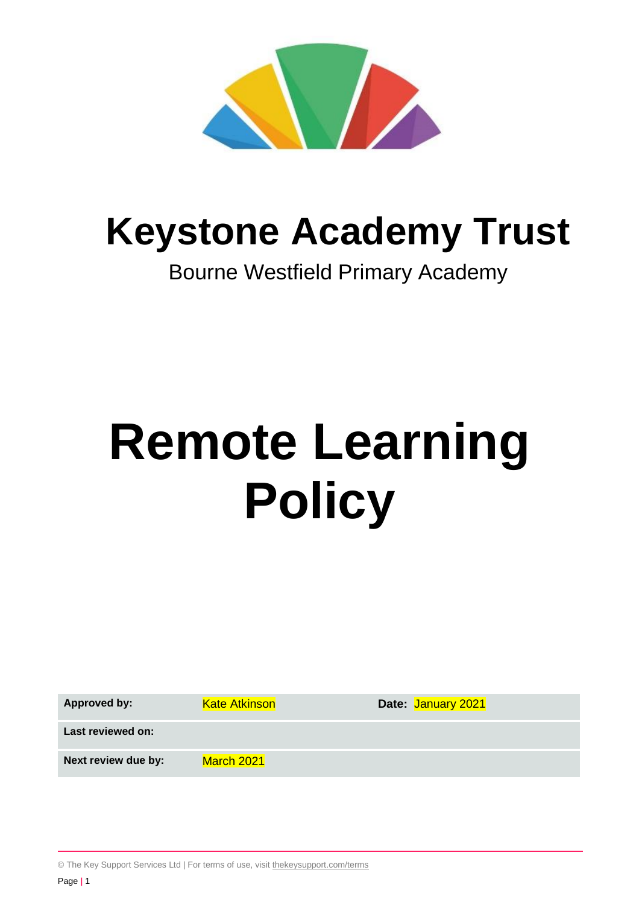# Keystone Academy Trust

Bourne Westfield Primary Academy

# Remote Learning Policy

| **Approved by:** | Kate Atkinson | **Date:** January 2021 |
|---|---|---|
| **Last reviewed on:** | | |
| **Next review due by:** | March 2021 | |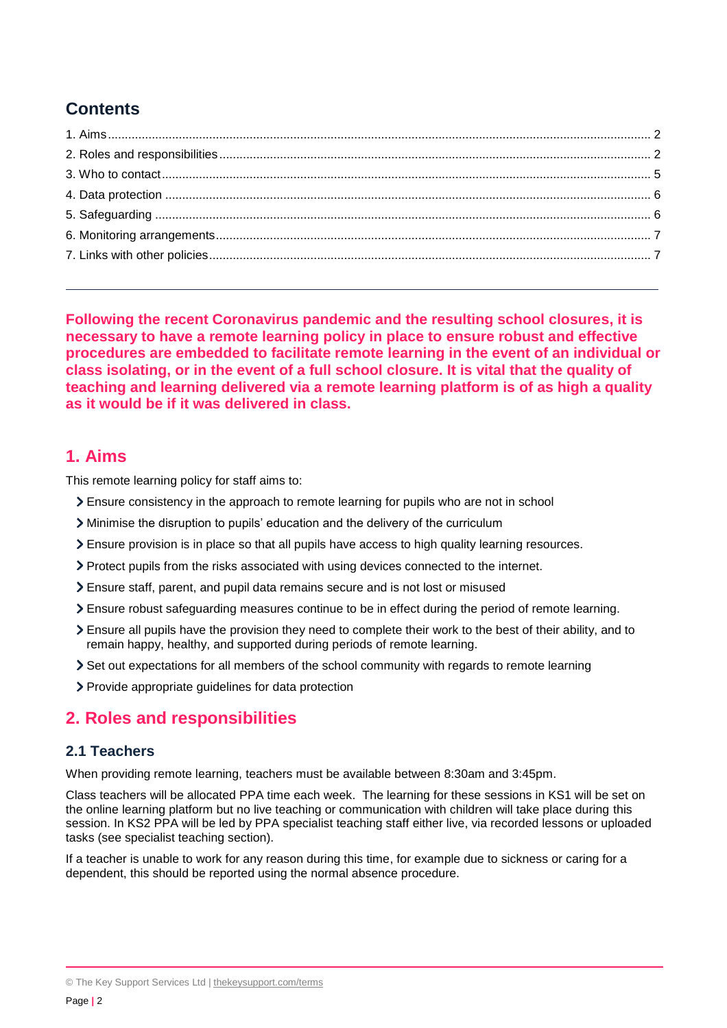## Contents

1. Aims ........................................................................................................................................... 2
2. Roles and responsibilities ........................................................................................................... 2
3. Who to contact ........................................................................................................................... 5
4. Data protection ........................................................................................................................... 6
5. Safeguarding .............................................................................................................................. 6
6. Monitoring arrangements ........................................................................................................... 7
7. Links with other policies ............................................................................................................. 7

---

**Following the recent Coronavirus pandemic and the resulting school closures, it is necessary to have a remote learning policy in place to ensure robust and effective procedures are embedded to facilitate remote learning in the event of an individual or class isolating, or in the event of a full school closure. It is vital that the quality of teaching and learning delivered via a remote learning platform is of as high a quality as it would be if it was delivered in class.**

## 1. Aims

This remote learning policy for staff aims to:

- Ensure consistency in the approach to remote learning for pupils who are not in school
- Minimise the disruption to pupils' education and the delivery of the curriculum
- Ensure provision is in place so that all pupils have access to high quality learning resources.
- Protect pupils from the risks associated with using devices connected to the internet.
- Ensure staff, parent, and pupil data remains secure and is not lost or misused
- Ensure robust safeguarding measures continue to be in effect during the period of remote learning.
- Ensure all pupils have the provision they need to complete their work to the best of their ability, and to remain happy, healthy, and supported during periods of remote learning.
- Set out expectations for all members of the school community with regards to remote learning
- Provide appropriate guidelines for data protection

## 2. Roles and responsibilities

### 2.1 Teachers

When providing remote learning, teachers must be available between 8:30am and 3:45pm.

Class teachers will be allocated PPA time each week. The learning for these sessions in KS1 will be set on the online learning platform but no live teaching or communication with children will take place during this session. In KS2 PPA will be led by PPA specialist teaching staff either live, via recorded lessons or uploaded tasks (see specialist teaching section).

If a teacher is unable to work for any reason during this time, for example due to sickness or caring for a dependent, this should be reported using the normal absence procedure.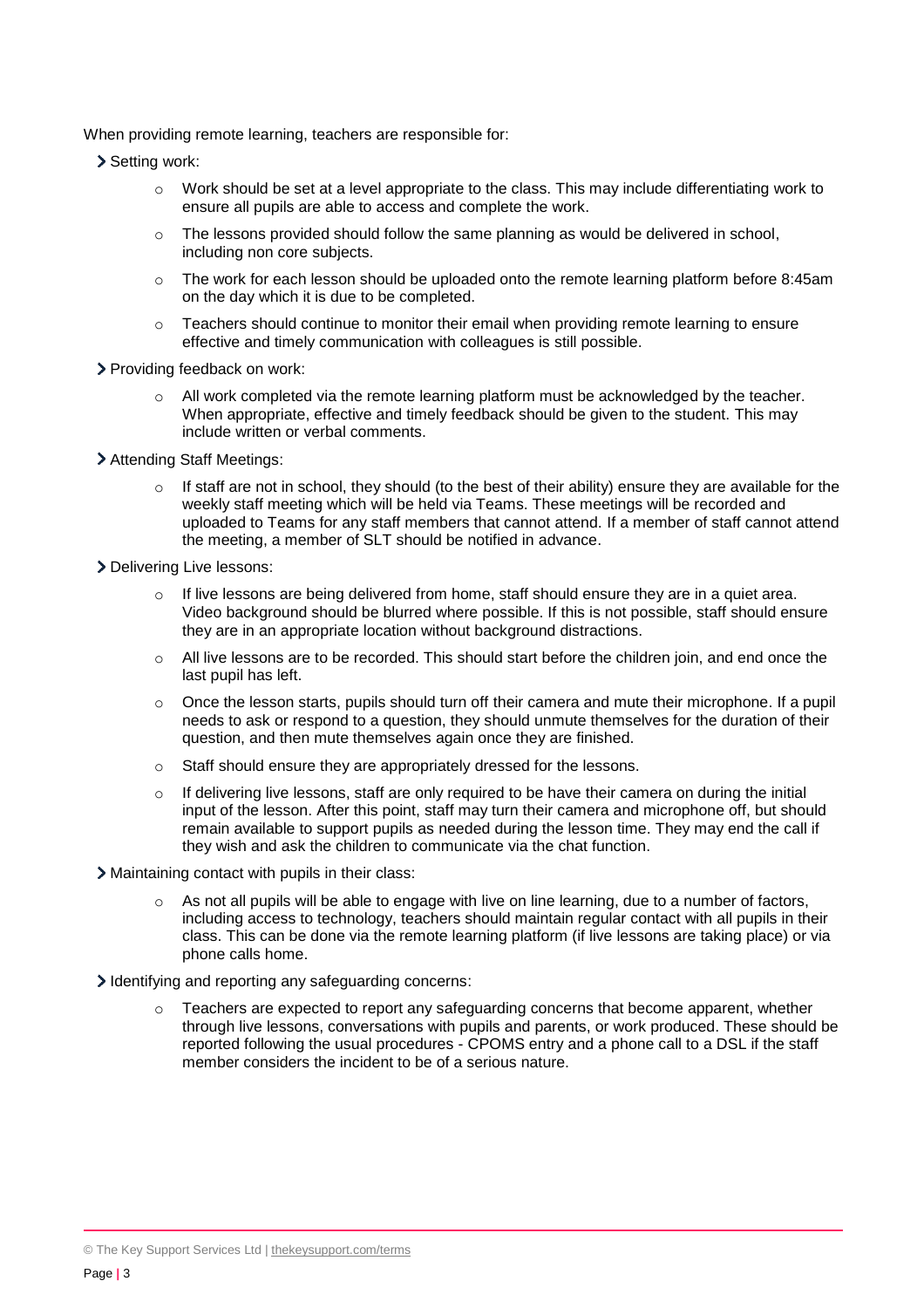When providing remote learning, teachers are responsible for:

- Setting work:
  - Work should be set at a level appropriate to the class. This may include differentiating work to ensure all pupils are able to access and complete the work.
  - The lessons provided should follow the same planning as would be delivered in school, including non core subjects.
  - The work for each lesson should be uploaded onto the remote learning platform before 8:45am on the day which it is due to be completed.
  - Teachers should continue to monitor their email when providing remote learning to ensure effective and timely communication with colleagues is still possible.
- Providing feedback on work:
  - All work completed via the remote learning platform must be acknowledged by the teacher. When appropriate, effective and timely feedback should be given to the student. This may include written or verbal comments.
- Attending Staff Meetings:
  - If staff are not in school, they should (to the best of their ability) ensure they are available for the weekly staff meeting which will be held via Teams. These meetings will be recorded and uploaded to Teams for any staff members that cannot attend. If a member of staff cannot attend the meeting, a member of SLT should be notified in advance.
- Delivering Live lessons:
  - If live lessons are being delivered from home, staff should ensure they are in a quiet area. Video background should be blurred where possible. If this is not possible, staff should ensure they are in an appropriate location without background distractions.
  - All live lessons are to be recorded. This should start before the children join, and end once the last pupil has left.
  - Once the lesson starts, pupils should turn off their camera and mute their microphone. If a pupil needs to ask or respond to a question, they should unmute themselves for the duration of their question, and then mute themselves again once they are finished.
  - Staff should ensure they are appropriately dressed for the lessons.
  - If delivering live lessons, staff are only required to be have their camera on during the initial input of the lesson. After this point, staff may turn their camera and microphone off, but should remain available to support pupils as needed during the lesson time. They may end the call if they wish and ask the children to communicate via the chat function.
- Maintaining contact with pupils in their class:
  - As not all pupils will be able to engage with live on line learning, due to a number of factors, including access to technology, teachers should maintain regular contact with all pupils in their class. This can be done via the remote learning platform (if live lessons are taking place) or via phone calls home.
- Identifying and reporting any safeguarding concerns:
  - Teachers are expected to report any safeguarding concerns that become apparent, whether through live lessons, conversations with pupils and parents, or work produced. These should be reported following the usual procedures - CPOMS entry and a phone call to a DSL if the staff member considers the incident to be of a serious nature.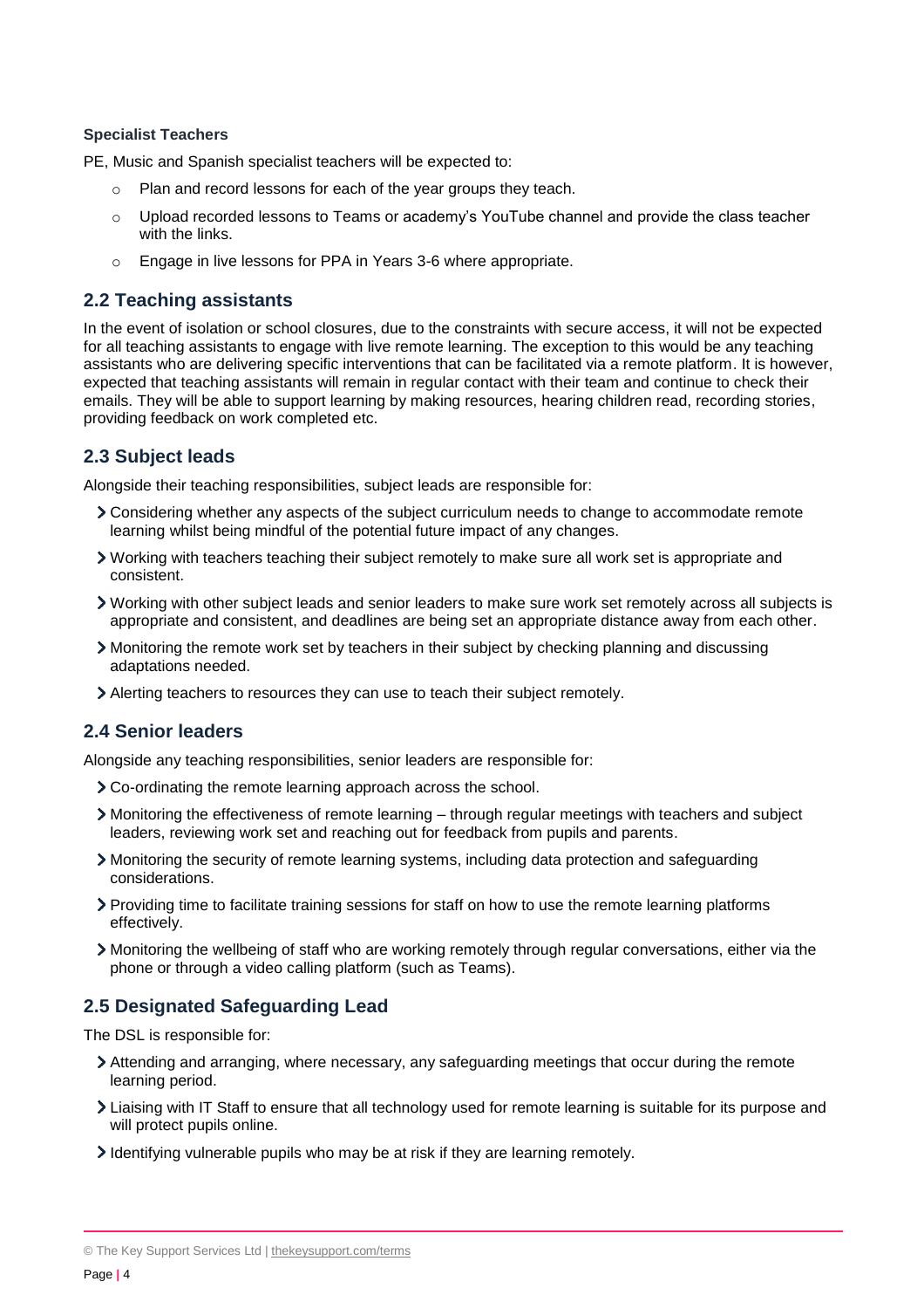**Specialist Teachers**

PE, Music and Spanish specialist teachers will be expected to:

- Plan and record lessons for each of the year groups they teach.
- Upload recorded lessons to Teams or academy's YouTube channel and provide the class teacher with the links.
- Engage in live lessons for PPA in Years 3-6 where appropriate.

## 2.2 Teaching assistants

In the event of isolation or school closures, due to the constraints with secure access, it will not be expected for all teaching assistants to engage with live remote learning. The exception to this would be any teaching assistants who are delivering specific interventions that can be facilitated via a remote platform. It is however, expected that teaching assistants will remain in regular contact with their team and continue to check their emails. They will be able to support learning by making resources, hearing children read, recording stories, providing feedback on work completed etc.

## 2.3 Subject leads

Alongside their teaching responsibilities, subject leads are responsible for:

- Considering whether any aspects of the subject curriculum needs to change to accommodate remote learning whilst being mindful of the potential future impact of any changes.
- Working with teachers teaching their subject remotely to make sure all work set is appropriate and consistent.
- Working with other subject leads and senior leaders to make sure work set remotely across all subjects is appropriate and consistent, and deadlines are being set an appropriate distance away from each other.
- Monitoring the remote work set by teachers in their subject by checking planning and discussing adaptations needed.
- Alerting teachers to resources they can use to teach their subject remotely.

## 2.4 Senior leaders

Alongside any teaching responsibilities, senior leaders are responsible for:

- Co-ordinating the remote learning approach across the school.
- Monitoring the effectiveness of remote learning – through regular meetings with teachers and subject leaders, reviewing work set and reaching out for feedback from pupils and parents.
- Monitoring the security of remote learning systems, including data protection and safeguarding considerations.
- Providing time to facilitate training sessions for staff on how to use the remote learning platforms effectively.
- Monitoring the wellbeing of staff who are working remotely through regular conversations, either via the phone or through a video calling platform (such as Teams).

## 2.5 Designated Safeguarding Lead

The DSL is responsible for:

- Attending and arranging, where necessary, any safeguarding meetings that occur during the remote learning period.
- Liaising with IT Staff to ensure that all technology used for remote learning is suitable for its purpose and will protect pupils online.
- Identifying vulnerable pupils who may be at risk if they are learning remotely.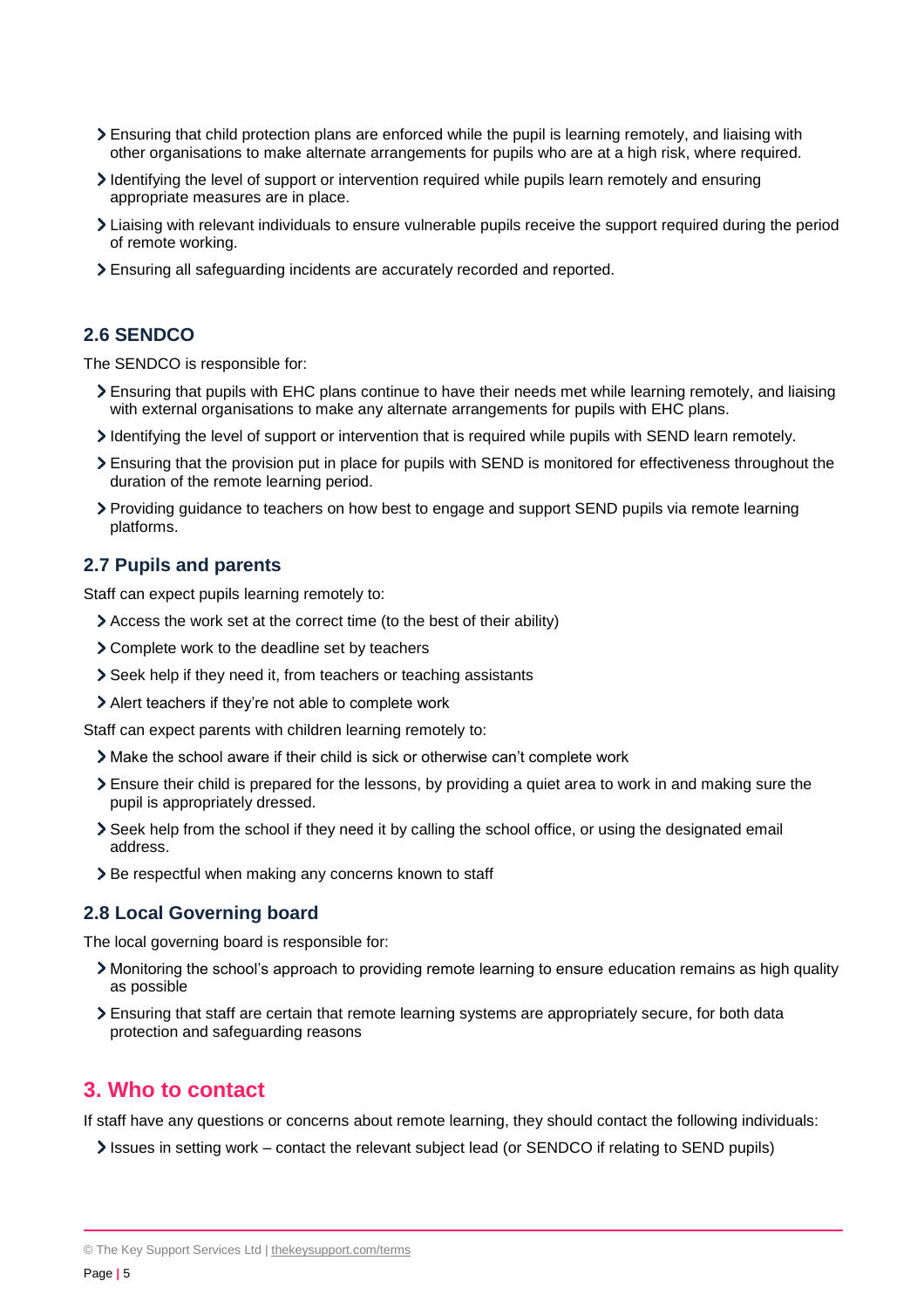- Ensuring that child protection plans are enforced while the pupil is learning remotely, and liaising with other organisations to make alternate arrangements for pupils who are at a high risk, where required.
- Identifying the level of support or intervention required while pupils learn remotely and ensuring appropriate measures are in place.
- Liaising with relevant individuals to ensure vulnerable pupils receive the support required during the period of remote working.
- Ensuring all safeguarding incidents are accurately recorded and reported.

### 2.6 SENDCO

The SENDCO is responsible for:

- Ensuring that pupils with EHC plans continue to have their needs met while learning remotely, and liaising with external organisations to make any alternate arrangements for pupils with EHC plans.
- Identifying the level of support or intervention that is required while pupils with SEND learn remotely.
- Ensuring that the provision put in place for pupils with SEND is monitored for effectiveness throughout the duration of the remote learning period.
- Providing guidance to teachers on how best to engage and support SEND pupils via remote learning platforms.

### 2.7 Pupils and parents

Staff can expect pupils learning remotely to:

- Access the work set at the correct time (to the best of their ability)
- Complete work to the deadline set by teachers
- Seek help if they need it, from teachers or teaching assistants
- Alert teachers if they're not able to complete work

Staff can expect parents with children learning remotely to:

- Make the school aware if their child is sick or otherwise can't complete work
- Ensure their child is prepared for the lessons, by providing a quiet area to work in and making sure the pupil is appropriately dressed.
- Seek help from the school if they need it by calling the school office, or using the designated email address.
- Be respectful when making any concerns known to staff

### 2.8 Local Governing board

The local governing board is responsible for:

- Monitoring the school's approach to providing remote learning to ensure education remains as high quality as possible
- Ensuring that staff are certain that remote learning systems are appropriately secure, for both data protection and safeguarding reasons

## 3. Who to contact

If staff have any questions or concerns about remote learning, they should contact the following individuals:

- Issues in setting work – contact the relevant subject lead (or SENDCO if relating to SEND pupils)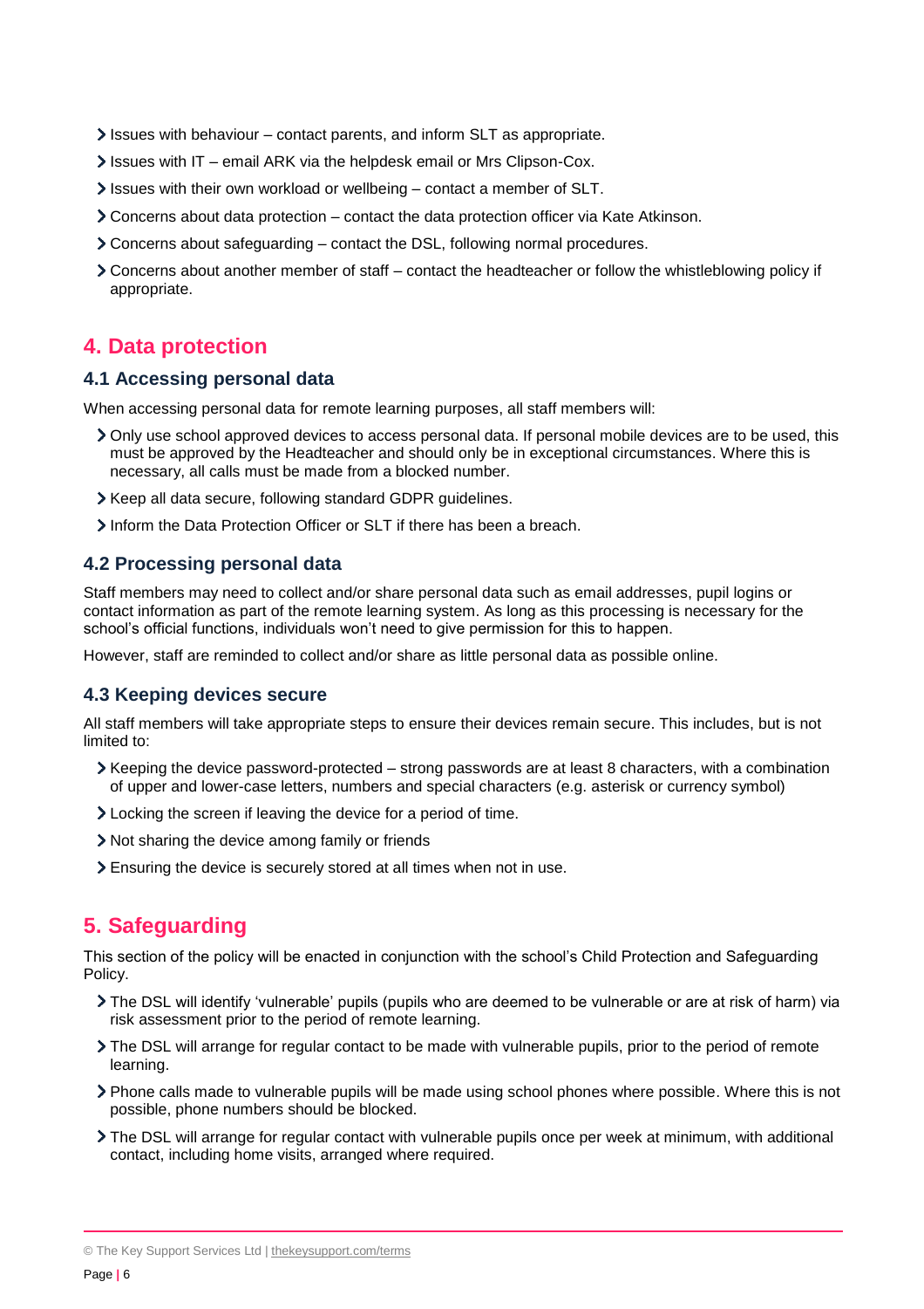- Issues with behaviour – contact parents, and inform SLT as appropriate.
- Issues with IT – email ARK via the helpdesk email or Mrs Clipson-Cox.
- Issues with their own workload or wellbeing – contact a member of SLT.
- Concerns about data protection – contact the data protection officer via Kate Atkinson.
- Concerns about safeguarding – contact the DSL, following normal procedures.
- Concerns about another member of staff – contact the headteacher or follow the whistleblowing policy if appropriate.

## 4. Data protection

### 4.1 Accessing personal data

When accessing personal data for remote learning purposes, all staff members will:

- Only use school approved devices to access personal data. If personal mobile devices are to be used, this must be approved by the Headteacher and should only be in exceptional circumstances. Where this is necessary, all calls must be made from a blocked number.
- Keep all data secure, following standard GDPR guidelines.
- Inform the Data Protection Officer or SLT if there has been a breach.

### 4.2 Processing personal data

Staff members may need to collect and/or share personal data such as email addresses, pupil logins or contact information as part of the remote learning system. As long as this processing is necessary for the school's official functions, individuals won't need to give permission for this to happen.

However, staff are reminded to collect and/or share as little personal data as possible online.

### 4.3 Keeping devices secure

All staff members will take appropriate steps to ensure their devices remain secure. This includes, but is not limited to:

- Keeping the device password-protected – strong passwords are at least 8 characters, with a combination of upper and lower-case letters, numbers and special characters (e.g. asterisk or currency symbol)
- Locking the screen if leaving the device for a period of time.
- Not sharing the device among family or friends
- Ensuring the device is securely stored at all times when not in use.

## 5. Safeguarding

This section of the policy will be enacted in conjunction with the school's Child Protection and Safeguarding Policy.

- The DSL will identify 'vulnerable' pupils (pupils who are deemed to be vulnerable or are at risk of harm) via risk assessment prior to the period of remote learning.
- The DSL will arrange for regular contact to be made with vulnerable pupils, prior to the period of remote learning.
- Phone calls made to vulnerable pupils will be made using school phones where possible. Where this is not possible, phone numbers should be blocked.
- The DSL will arrange for regular contact with vulnerable pupils once per week at minimum, with additional contact, including home visits, arranged where required.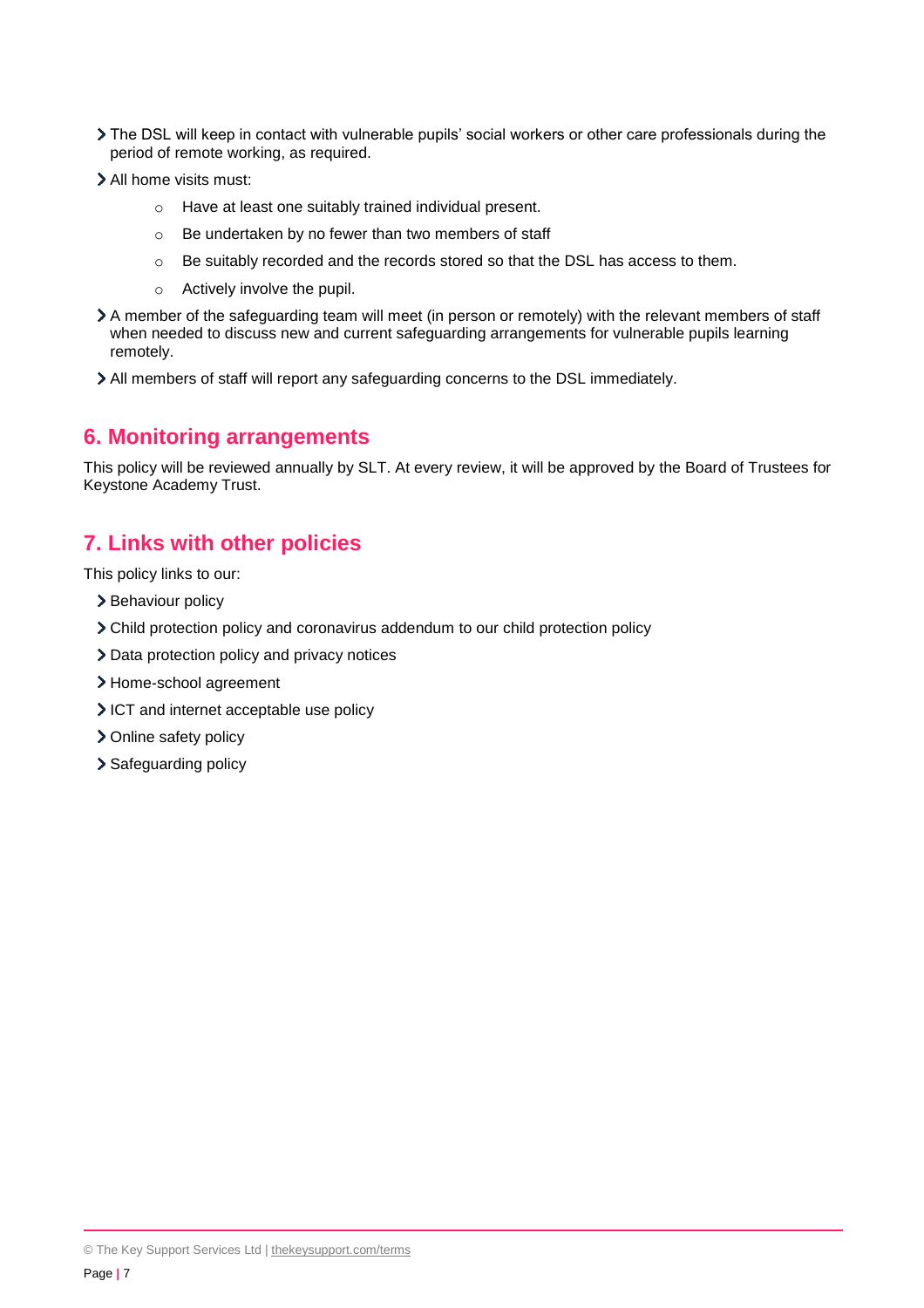- The DSL will keep in contact with vulnerable pupils' social workers or other care professionals during the period of remote working, as required.
- All home visits must:
  - Have at least one suitably trained individual present.
  - Be undertaken by no fewer than two members of staff
  - Be suitably recorded and the records stored so that the DSL has access to them.
  - Actively involve the pupil.
- A member of the safeguarding team will meet (in person or remotely) with the relevant members of staff when needed to discuss new and current safeguarding arrangements for vulnerable pupils learning remotely.
- All members of staff will report any safeguarding concerns to the DSL immediately.

## 6. Monitoring arrangements

This policy will be reviewed annually by SLT. At every review, it will be approved by the Board of Trustees for Keystone Academy Trust.

## 7. Links with other policies

This policy links to our:

- Behaviour policy
- Child protection policy and coronavirus addendum to our child protection policy
- Data protection policy and privacy notices
- Home-school agreement
- ICT and internet acceptable use policy
- Online safety policy
- Safeguarding policy